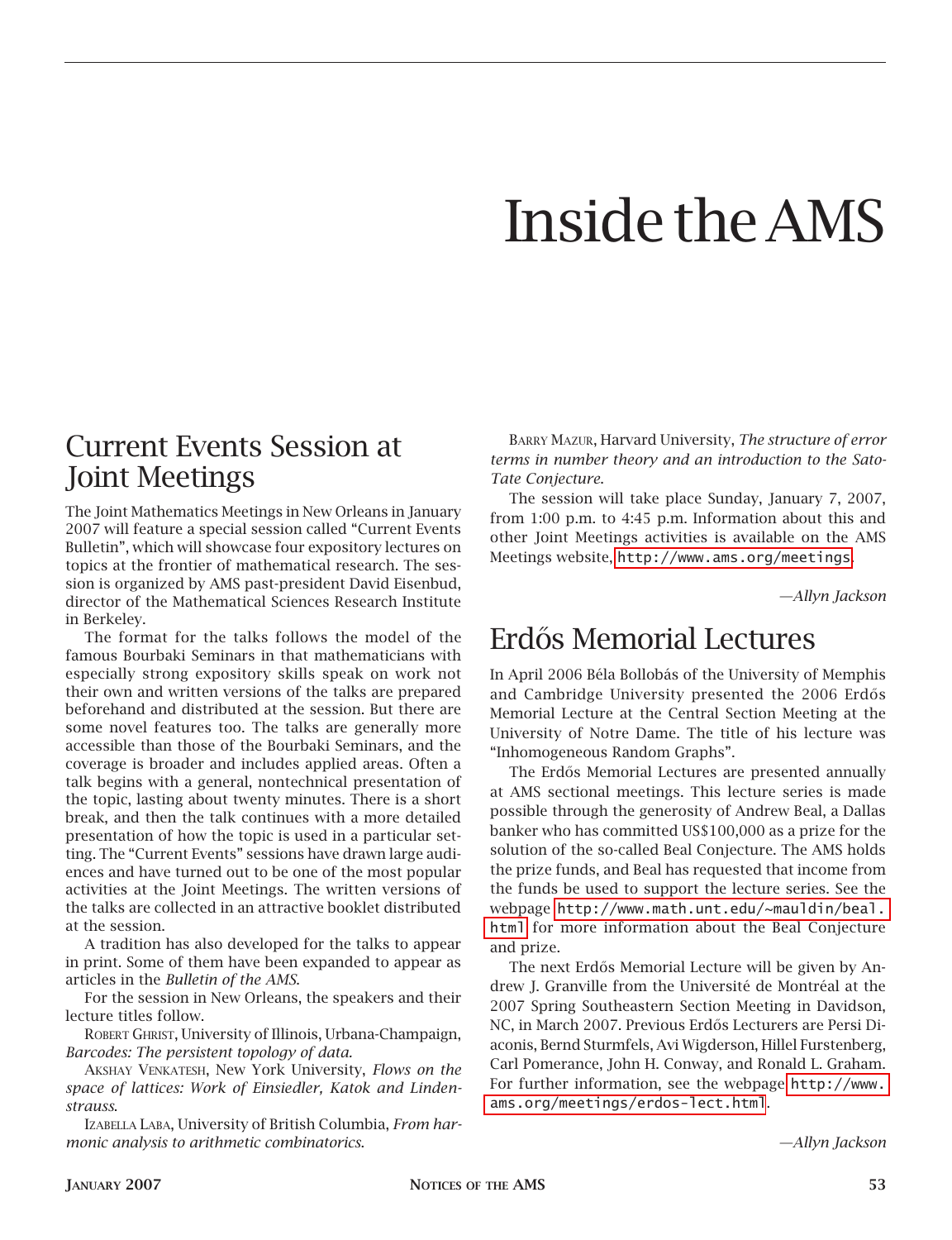# Inside the AMS

## Current Events Session at Joint Meetings

The Joint Mathematics Meetings in New Orleans in January 2007 will feature a special session called "Current Events Bulletin", which will showcase four expository lectures on topics at the frontier of mathematical research. The session is organized by AMS past-president David Eisenbud, director of the Mathematical Sciences Research Institute in Berkeley.

The format for the talks follows the model of the famous Bourbaki Seminars in that mathematicians with especially strong expository skills speak on work not their own and written versions of the talks are prepared beforehand and distributed at the session. But there are some novel features too. The talks are generally more accessible than those of the Bourbaki Seminars, and the coverage is broader and includes applied areas. Often a talk begins with a general, nontechnical presentation of the topic, lasting about twenty minutes. There is a short break, and then the talk continues with a more detailed presentation of how the topic is used in a particular setting. The "Current Events" sessions have drawn large audiences and have turned out to be one of the most popular activities at the Joint Meetings. The written versions of the talks are collected in an attractive booklet distributed at the session.

A tradition has also developed for the talks to appear in print. Some of them have been expanded to appear as articles in the *Bulletin of the AMS*.

For the session in New Orleans, the speakers and their lecture titles follow.

Robert Ghrist, University of Illinois, Urbana-Champaign, *Barcodes: The persistent topology of data.*

Akshay Venkatesh, New York University, *Flows on the space of lattices: Work of Einsiedler, Katok and Lindenstrauss.*

Izabella Laba, University of British Columbia, *From harmonic analysis to arithmetic combinatorics.*

Barry Mazur, Harvard University, *The structure of error terms in number theory and an introduction to the Sato-Tate Conjecture.*

The session will take place Sunday, January 7, 2007, from 1:00 p.m. to 4:45 p.m. Information about this and other Joint Meetings activities is available on the AMS Meetings website, http://www.ams.org/meetings.

—*Allyn Jackson*

## Erdős Memorial Lectures

In April 2006 Béla Bollobás of the University of Memphis and Cambridge University presented the 2006 Erdős Memorial Lecture at the Central Section Meeting at the University of Notre Dame. The title of his lecture was "Inhomogeneous Random Graphs".

The Erdős Memorial Lectures are presented annually at AMS sectional meetings. This lecture series is made possible through the generosity of Andrew Beal, a Dallas banker who has committed US$100,000 as a prize for the solution of the so-called Beal Conjecture. The AMS holds the prize funds, and Beal has requested that income from the funds be used to support the lecture series. See the webpage http://www.math.unt.edu/~mauldin/beal.html for more information about the Beal Conjecture and prize.

The next Erdős Memorial Lecture will be given by Andrew J. Granville from the Université de Montréal at the 2007 Spring Southeastern Section Meeting in Davidson, NC, in March 2007. Previous Erdős Lecturers are Persi Diaconis, Bernd Sturmfels, Avi Wigderson, Hillel Furstenberg, Carl Pomerance, John H. Conway, and Ronald L. Graham. For further information, see the webpage http://www.ams.org/meetings/erdos-lect.html.

—*Allyn Jackson*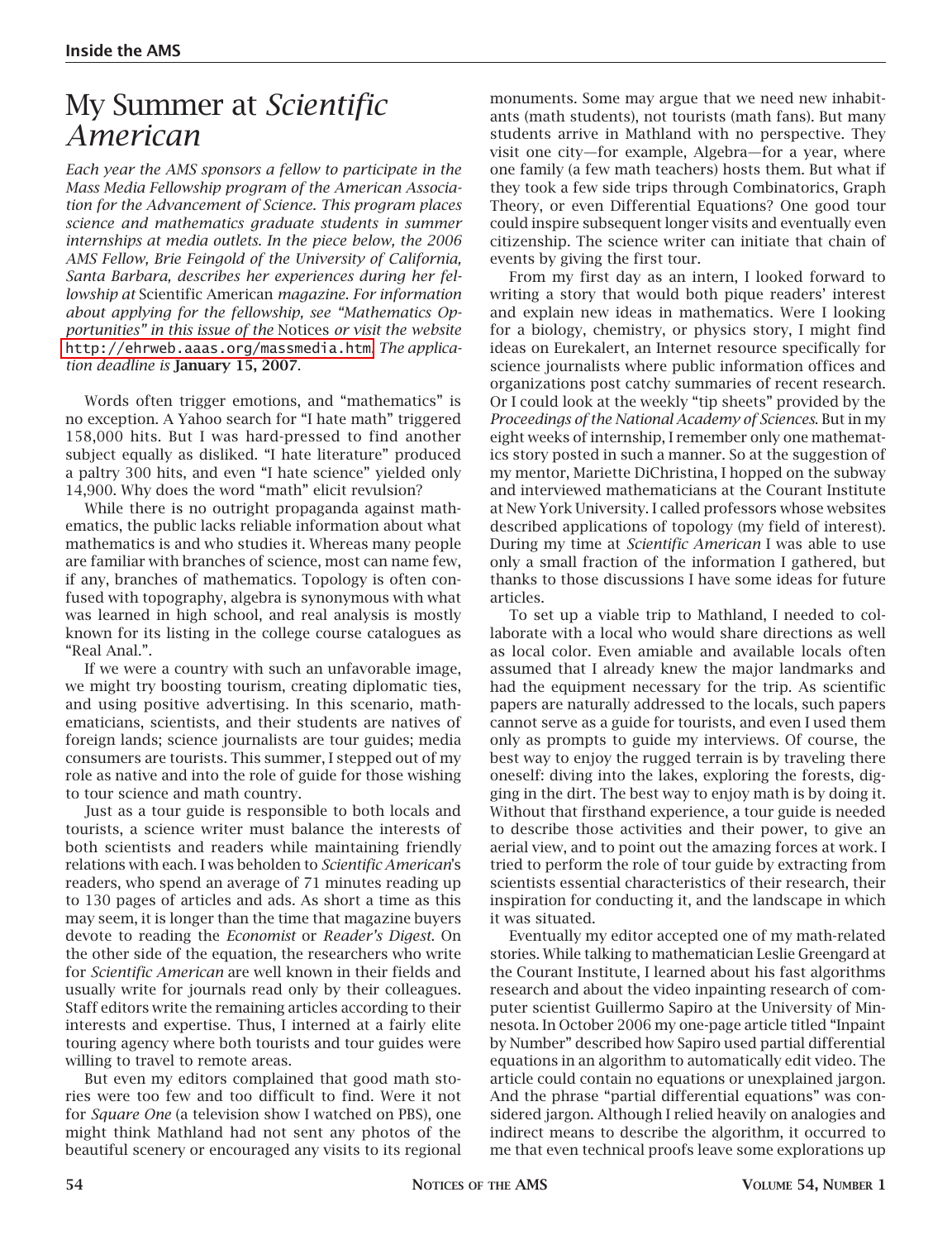# My Summer at *Scientific American*

*Each year the AMS sponsors a fellow to participate in the Mass Media Fellowship program of the American Association for the Advancement of Science. This program places science and mathematics graduate students in summer internships at media outlets. In the piece below, the 2006 AMS Fellow, Brie Feingold of the University of California, Santa Barbara, describes her experiences during her fellowship at* Scientific American *magazine. For information about applying for the fellowship, see "Mathematics Opportunities" in this issue of the* Notices *or visit the website* http://ehrweb.aaas.org/massmedia.htm. *The application deadline is* **January 15, 2007**.

Words often trigger emotions, and "mathematics" is no exception. A Yahoo search for "I hate math" triggered 158,000 hits. But I was hard-pressed to find another subject equally as disliked. "I hate literature" produced a paltry 300 hits, and even "I hate science" yielded only 14,900. Why does the word "math" elicit revulsion?

While there is no outright propaganda against mathematics, the public lacks reliable information about what mathematics is and who studies it. Whereas many people are familiar with branches of science, most can name few, if any, branches of mathematics. Topology is often confused with topography, algebra is synonymous with what was learned in high school, and real analysis is mostly known for its listing in the college course catalogues as "Real Anal.".

If we were a country with such an unfavorable image, we might try boosting tourism, creating diplomatic ties, and using positive advertising. In this scenario, mathematicians, scientists, and their students are natives of foreign lands; science journalists are tour guides; media consumers are tourists. This summer, I stepped out of my role as native and into the role of guide for those wishing to tour science and math country.

Just as a tour guide is responsible to both locals and tourists, a science writer must balance the interests of both scientists and readers while maintaining friendly relations with each. I was beholden to *Scientific American*'s readers, who spend an average of 71 minutes reading up to 130 pages of articles and ads. As short a time as this may seem, it is longer than the time that magazine buyers devote to reading the *Economist* or *Reader's Digest*. On the other side of the equation, the researchers who write for *Scientific American* are well known in their fields and usually write for journals read only by their colleagues. Staff editors write the remaining articles according to their interests and expertise. Thus, I interned at a fairly elite touring agency where both tourists and tour guides were willing to travel to remote areas.

But even my editors complained that good math stories were too few and too difficult to find. Were it not for *Square One* (a television show I watched on PBS), one might think Mathland had not sent any photos of the beautiful scenery or encouraged any visits to its regional monuments. Some may argue that we need new inhabitants (math students), not tourists (math fans). But many students arrive in Mathland with no perspective. They visit one city—for example, Algebra—for a year, where one family (a few math teachers) hosts them. But what if they took a few side trips through Combinatorics, Graph Theory, or even Differential Equations? One good tour could inspire subsequent longer visits and eventually even citizenship. The science writer can initiate that chain of events by giving the first tour.

From my first day as an intern, I looked forward to writing a story that would both pique readers' interest and explain new ideas in mathematics. Were I looking for a biology, chemistry, or physics story, I might find ideas on Eurekalert, an Internet resource specifically for science journalists where public information offices and organizations post catchy summaries of recent research. Or I could look at the weekly "tip sheets" provided by the *Proceedings of the National Academy of Sciences*. But in my eight weeks of internship, I remember only one mathematics story posted in such a manner. So at the suggestion of my mentor, Mariette DiChristina, I hopped on the subway and interviewed mathematicians at the Courant Institute at New York University. I called professors whose websites described applications of topology (my field of interest). During my time at *Scientific American* I was able to use only a small fraction of the information I gathered, but thanks to those discussions I have some ideas for future articles.

To set up a viable trip to Mathland, I needed to collaborate with a local who would share directions as well as local color. Even amiable and available locals often assumed that I already knew the major landmarks and had the equipment necessary for the trip. As scientific papers are naturally addressed to the locals, such papers cannot serve as a guide for tourists, and even I used them only as prompts to guide my interviews. Of course, the best way to enjoy the rugged terrain is by traveling there oneself: diving into the lakes, exploring the forests, digging in the dirt. The best way to enjoy math is by doing it. Without that firsthand experience, a tour guide is needed to describe those activities and their power, to give an aerial view, and to point out the amazing forces at work. I tried to perform the role of tour guide by extracting from scientists essential characteristics of their research, their inspiration for conducting it, and the landscape in which it was situated.

Eventually my editor accepted one of my math-related stories. While talking to mathematician Leslie Greengard at the Courant Institute, I learned about his fast algorithms research and about the video inpainting research of computer scientist Guillermo Sapiro at the University of Minnesota. In October 2006 my one-page article titled "Inpaint by Number" described how Sapiro used partial differential equations in an algorithm to automatically edit video. The article could contain no equations or unexplained jargon. And the phrase "partial differential equations" was considered jargon. Although I relied heavily on analogies and indirect means to describe the algorithm, it occurred to me that even technical proofs leave some explorations up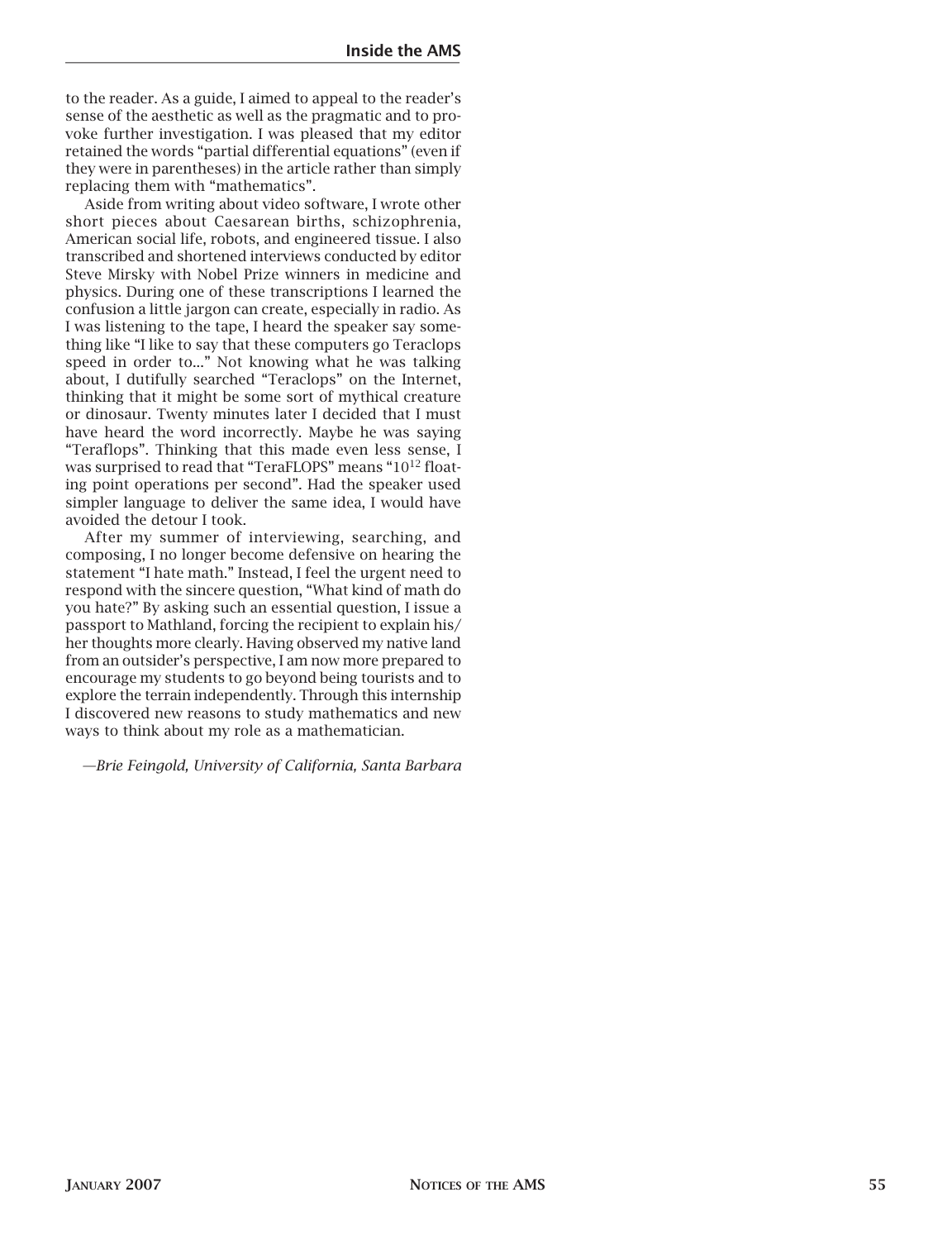to the reader. As a guide, I aimed to appeal to the reader's sense of the aesthetic as well as the pragmatic and to provoke further investigation. I was pleased that my editor retained the words "partial differential equations" (even if they were in parentheses) in the article rather than simply replacing them with "mathematics".

Aside from writing about video software, I wrote other short pieces about Caesarean births, schizophrenia, American social life, robots, and engineered tissue. I also transcribed and shortened interviews conducted by editor Steve Mirsky with Nobel Prize winners in medicine and physics. During one of these transcriptions I learned the confusion a little jargon can create, especially in radio. As I was listening to the tape, I heard the speaker say something like "I like to say that these computers go Teraclops speed in order to..." Not knowing what he was talking about, I dutifully searched "Teraclops" on the Internet, thinking that it might be some sort of mythical creature or dinosaur. Twenty minutes later I decided that I must have heard the word incorrectly. Maybe he was saying "Teraflops". Thinking that this made even less sense, I was surprised to read that "TeraFLOPS" means "$10^{12}$ floating point operations per second". Had the speaker used simpler language to deliver the same idea, I would have avoided the detour I took.

After my summer of interviewing, searching, and composing, I no longer become defensive on hearing the statement "I hate math." Instead, I feel the urgent need to respond with the sincere question, "What kind of math do you hate?" By asking such an essential question, I issue a passport to Mathland, forcing the recipient to explain his/her thoughts more clearly. Having observed my native land from an outsider's perspective, I am now more prepared to encourage my students to go beyond being tourists and to explore the terrain independently. Through this internship I discovered new reasons to study mathematics and new ways to think about my role as a mathematician.

*—Brie Feingold, University of California, Santa Barbara*